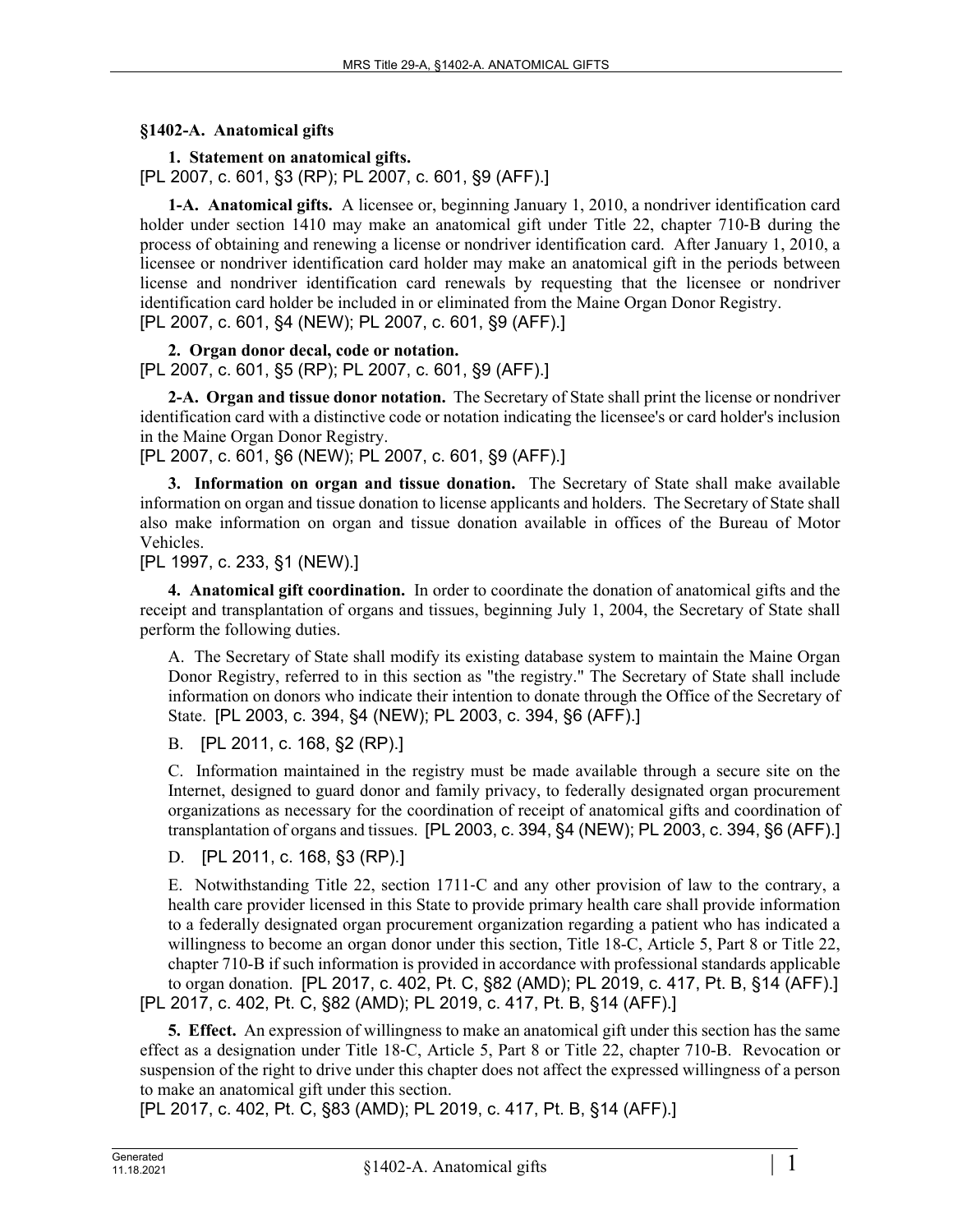## §1402-A. Anatomical gifts

**1. Statement on anatomical gifts.**
[PL 2007, c. 601, §3 (RP); PL 2007, c. 601, §9 (AFF).]

**1-A. Anatomical gifts.** A licensee or, beginning January 1, 2010, a nondriver identification card holder under section 1410 may make an anatomical gift under Title 22, chapter 710-B during the process of obtaining and renewing a license or nondriver identification card. After January 1, 2010, a licensee or nondriver identification card holder may make an anatomical gift in the periods between license and nondriver identification card renewals by requesting that the licensee or nondriver identification card holder be included in or eliminated from the Maine Organ Donor Registry.
[PL 2007, c. 601, §4 (NEW); PL 2007, c. 601, §9 (AFF).]

**2. Organ donor decal, code or notation.**
[PL 2007, c. 601, §5 (RP); PL 2007, c. 601, §9 (AFF).]

**2-A. Organ and tissue donor notation.** The Secretary of State shall print the license or nondriver identification card with a distinctive code or notation indicating the licensee's or card holder's inclusion in the Maine Organ Donor Registry.
[PL 2007, c. 601, §6 (NEW); PL 2007, c. 601, §9 (AFF).]

**3. Information on organ and tissue donation.** The Secretary of State shall make available information on organ and tissue donation to license applicants and holders. The Secretary of State shall also make information on organ and tissue donation available in offices of the Bureau of Motor Vehicles.
[PL 1997, c. 233, §1 (NEW).]

**4. Anatomical gift coordination.** In order to coordinate the donation of anatomical gifts and the receipt and transplantation of organs and tissues, beginning July 1, 2004, the Secretary of State shall perform the following duties.

A. The Secretary of State shall modify its existing database system to maintain the Maine Organ Donor Registry, referred to in this section as "the registry." The Secretary of State shall include information on donors who indicate their intention to donate through the Office of the Secretary of State. [PL 2003, c. 394, §4 (NEW); PL 2003, c. 394, §6 (AFF).]

B. [PL 2011, c. 168, §2 (RP).]

C. Information maintained in the registry must be made available through a secure site on the Internet, designed to guard donor and family privacy, to federally designated organ procurement organizations as necessary for the coordination of receipt of anatomical gifts and coordination of transplantation of organs and tissues. [PL 2003, c. 394, §4 (NEW); PL 2003, c. 394, §6 (AFF).]

D. [PL 2011, c. 168, §3 (RP).]

E. Notwithstanding Title 22, section 1711-C and any other provision of law to the contrary, a health care provider licensed in this State to provide primary health care shall provide information to a federally designated organ procurement organization regarding a patient who has indicated a willingness to become an organ donor under this section, Title 18-C, Article 5, Part 8 or Title 22, chapter 710-B if such information is provided in accordance with professional standards applicable to organ donation. [PL 2017, c. 402, Pt. C, §82 (AMD); PL 2019, c. 417, Pt. B, §14 (AFF).]

[PL 2017, c. 402, Pt. C, §82 (AMD); PL 2019, c. 417, Pt. B, §14 (AFF).]

**5. Effect.** An expression of willingness to make an anatomical gift under this section has the same effect as a designation under Title 18-C, Article 5, Part 8 or Title 22, chapter 710-B. Revocation or suspension of the right to drive under this chapter does not affect the expressed willingness of a person to make an anatomical gift under this section.
[PL 2017, c. 402, Pt. C, §83 (AMD); PL 2019, c. 417, Pt. B, §14 (AFF).]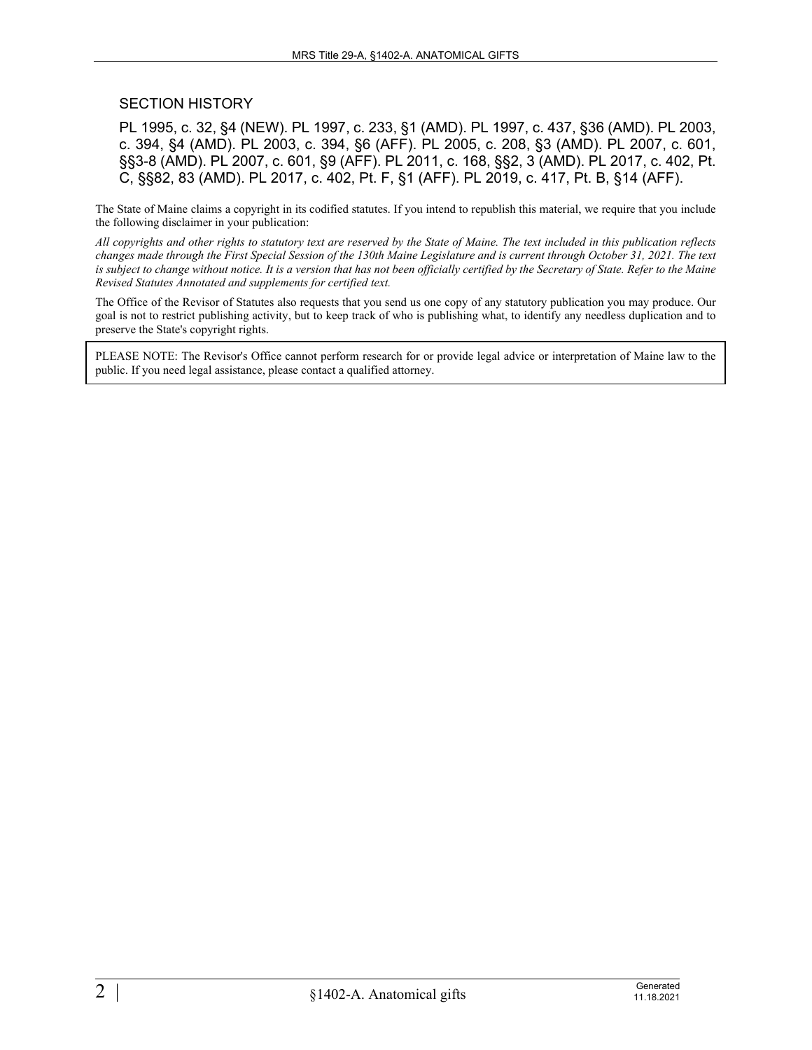## SECTION HISTORY

PL 1995, c. 32, §4 (NEW). PL 1997, c. 233, §1 (AMD). PL 1997, c. 437, §36 (AMD). PL 2003, c. 394, §4 (AMD). PL 2003, c. 394, §6 (AFF). PL 2005, c. 208, §3 (AMD). PL 2007, c. 601, §§3-8 (AMD). PL 2007, c. 601, §9 (AFF). PL 2011, c. 168, §§2, 3 (AMD). PL 2017, c. 402, Pt. C, §§82, 83 (AMD). PL 2017, c. 402, Pt. F, §1 (AFF). PL 2019, c. 417, Pt. B, §14 (AFF).

The State of Maine claims a copyright in its codified statutes. If you intend to republish this material, we require that you include the following disclaimer in your publication:

*All copyrights and other rights to statutory text are reserved by the State of Maine. The text included in this publication reflects changes made through the First Special Session of the 130th Maine Legislature and is current through October 31, 2021. The text is subject to change without notice. It is a version that has not been officially certified by the Secretary of State. Refer to the Maine Revised Statutes Annotated and supplements for certified text.*

The Office of the Revisor of Statutes also requests that you send us one copy of any statutory publication you may produce. Our goal is not to restrict publishing activity, but to keep track of who is publishing what, to identify any needless duplication and to preserve the State's copyright rights.

PLEASE NOTE: The Revisor's Office cannot perform research for or provide legal advice or interpretation of Maine law to the public. If you need legal assistance, please contact a qualified attorney.